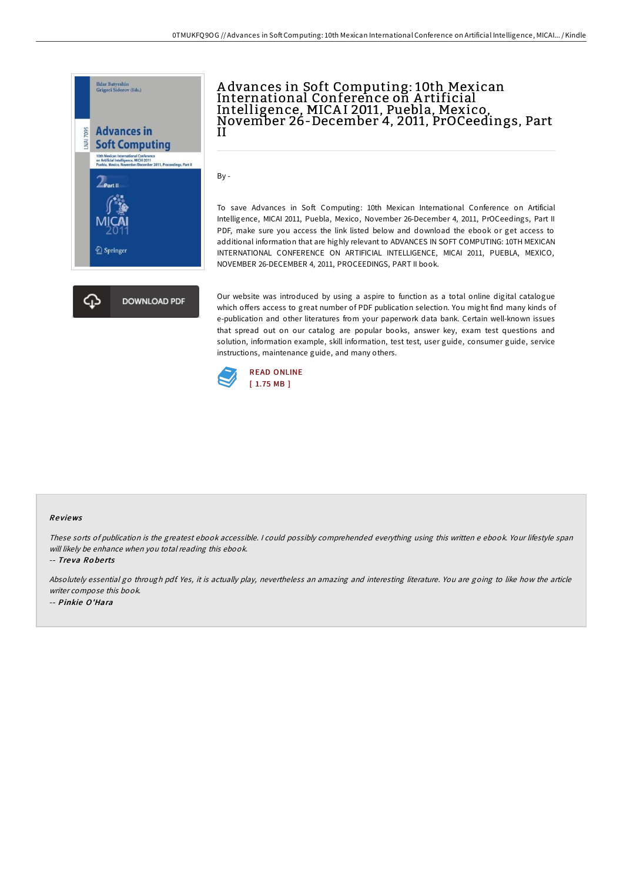# Advances in Soft Computing: 10th Mexican International Conference on Artificial Intelligence, MICAI 2011, Puebla, Mexico, November 26-December 4, 2011, PrOCeedings, Part II

By -

To save Advances in Soft Computing: 10th Mexican International Conference on Artificial Intelligence, MICAI 2011, Puebla, Mexico, November 26-December 4, 2011, PrOCeedings, Part II PDF, make sure you access the link listed below and download the ebook or get access to additional information that are highly relevant to ADVANCES IN SOFT COMPUTING: 10TH MEXICAN INTERNATIONAL CONFERENCE ON ARTIFICIAL INTELLIGENCE, MICAI 2011, PUEBLA, MEXICO, NOVEMBER 26-DECEMBER 4, 2011, PROCEEDINGS, PART II book.

DOWNLOAD PDF

Our website was introduced by using a aspire to function as a total online digital catalogue which offers access to great number of PDF publication selection. You might find many kinds of e-publication and other literatures from your paperwork data bank. Certain well-known issues that spread out on our catalog are popular books, answer key, exam test questions and solution, information example, skill information, test test, user guide, consumer guide, service instructions, maintenance guide, and many others.

READ ONLINE
[ 1.75 MB ]

## Reviews

*These sorts of publication is the greatest ebook accessible. I could possibly comprehended everything using this written e ebook. Your lifestyle span will likely be enhance when you total reading this ebook.*

-- *Treva Roberts*

*Absolutely essential go through pdf. Yes, it is actually play, nevertheless an amazing and interesting literature. You are going to like how the article writer compose this book.*

-- *Pinkie O'Hara*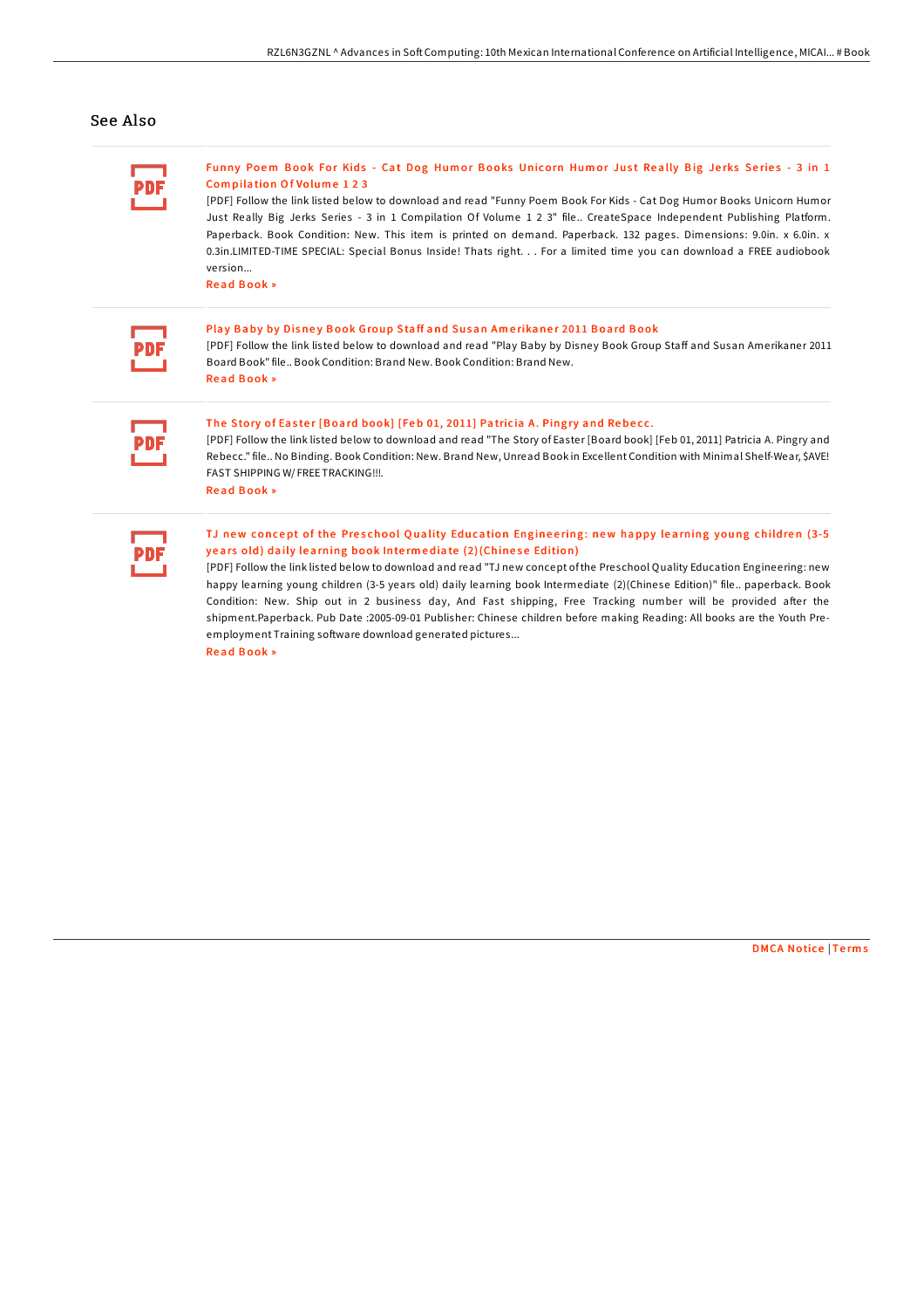## See Also

**Funny Poem Book For Kids - Cat Dog Humor Books Unicorn Humor Just Really Big Jerks Series - 3 in 1 Compilation Of Volume 1 2 3**

[PDF] Follow the link listed below to download and read "Funny Poem Book For Kids - Cat Dog Humor Books Unicorn Humor Just Really Big Jerks Series - 3 in 1 Compilation Of Volume 1 2 3" file.. CreateSpace Independent Publishing Platform. Paperback. Book Condition: New. This item is printed on demand. Paperback. 132 pages. Dimensions: 9.0in. x 6.0in. x 0.3in.LIMITED-TIME SPECIAL: Special Bonus Inside! Thats right. . . For a limited time you can download a FREE audiobook version...

Read Book »

**Play Baby by Disney Book Group Staff and Susan Amerikaner 2011 Board Book**

[PDF] Follow the link listed below to download and read "Play Baby by Disney Book Group Staff and Susan Amerikaner 2011 Board Book" file.. Book Condition: Brand New. Book Condition: Brand New.

Read Book »

**The Story of Easter [Board book] [Feb 01, 2011] Patricia A. Pingry and Rebecc.**

[PDF] Follow the link listed below to download and read "The Story of Easter [Board book] [Feb 01, 2011] Patricia A. Pingry and Rebecc." file.. No Binding. Book Condition: New. Brand New, Unread Book in Excellent Condition with Minimal Shelf-Wear, $AVE! FAST SHIPPING W/ FREE TRACKING!!!.

Read Book »

**TJ new concept of the Preschool Quality Education Engineering: new happy learning young children (3-5 years old) daily learning book Intermediate (2)(Chinese Edition)**

[PDF] Follow the link listed below to download and read "TJ new concept of the Preschool Quality Education Engineering: new happy learning young children (3-5 years old) daily learning book Intermediate (2)(Chinese Edition)" file.. paperback. Book Condition: New. Ship out in 2 business day, And Fast shipping, Free Tracking number will be provided after the shipment.Paperback. Pub Date :2005-09-01 Publisher: Chinese children before making Reading: All books are the Youth Pre-employment Training software download generated pictures...

Read Book »